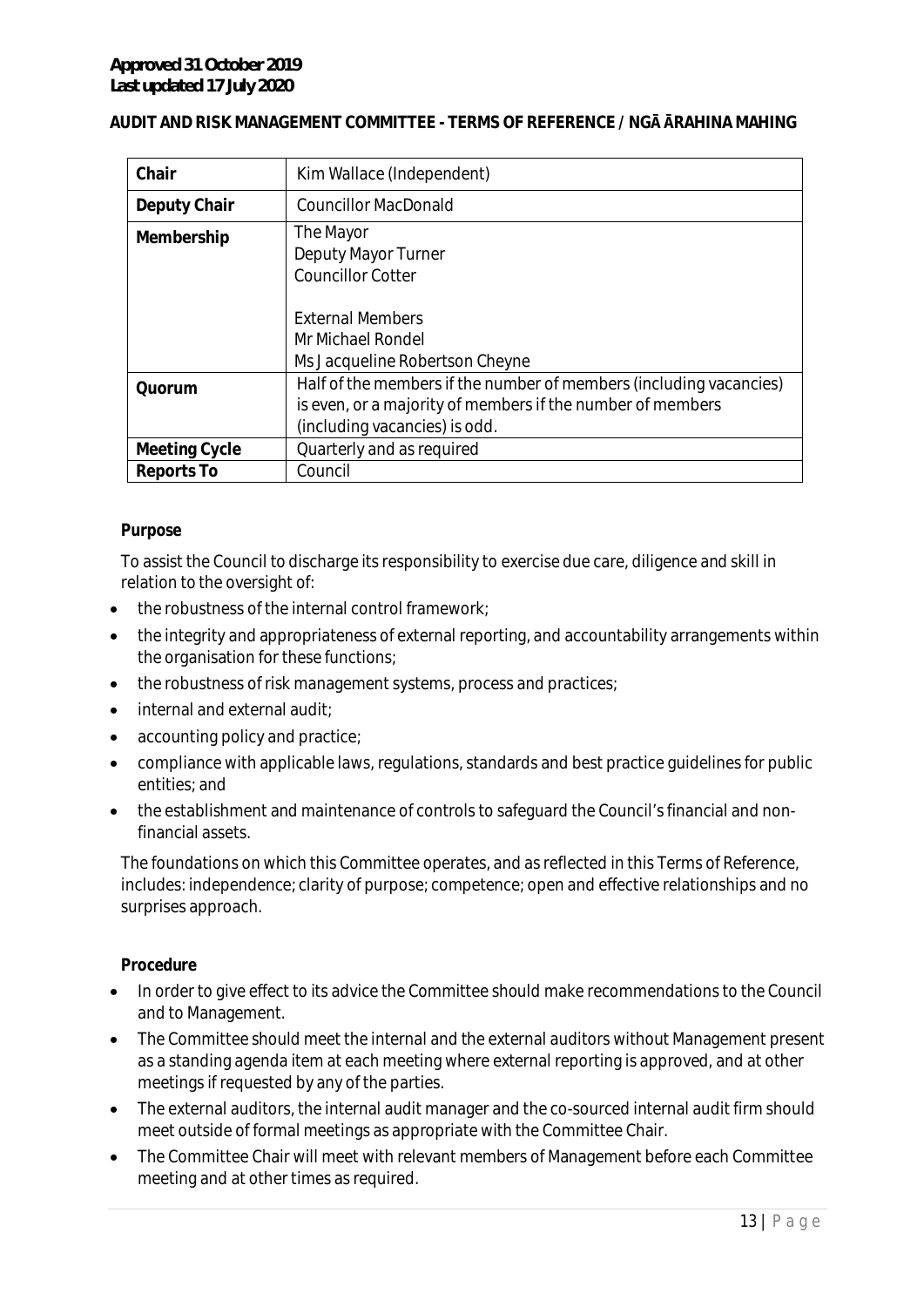**Approved 31 October 2019**
**Last updated 17 July 2020**

**AUDIT AND RISK MANAGEMENT COMMITTEE - TERMS OF REFERENCE / NGĀ ĀRAHINA MAHING**

| | |
|---|---|
| **Chair** | Kim Wallace (Independent) |
| **Deputy Chair** | Councillor MacDonald |
| **Membership** | The Mayor<br>Deputy Mayor Turner<br>Councillor Cotter<br><br>External Members<br>Mr Michael Rondel<br>Ms Jacqueline Robertson Cheyne |
| **Quorum** | Half of the members if the number of members (including vacancies) is even, or a majority of members if the number of members (including vacancies) is odd. |
| **Meeting Cycle** | Quarterly and as required |
| **Reports To** | Council |

**Purpose**

To assist the Council to discharge its responsibility to exercise due care, diligence and skill in relation to the oversight of:

- the robustness of the internal control framework;
- the integrity and appropriateness of external reporting, and accountability arrangements within the organisation for these functions;
- the robustness of risk management systems, process and practices;
- internal and external audit;
- accounting policy and practice;
- compliance with applicable laws, regulations, standards and best practice guidelines for public entities; and
- the establishment and maintenance of controls to safeguard the Council's financial and non-financial assets.

The foundations on which this Committee operates, and as reflected in this Terms of Reference, includes: independence; clarity of purpose; competence; open and effective relationships and no surprises approach.

**Procedure**

- In order to give effect to its advice the Committee should make recommendations to the Council and to Management.
- The Committee should meet the internal and the external auditors without Management present as a standing agenda item at each meeting where external reporting is approved, and at other meetings if requested by any of the parties.
- The external auditors, the internal audit manager and the co-sourced internal audit firm should meet outside of formal meetings as appropriate with the Committee Chair.
- The Committee Chair will meet with relevant members of Management before each Committee meeting and at other times as required.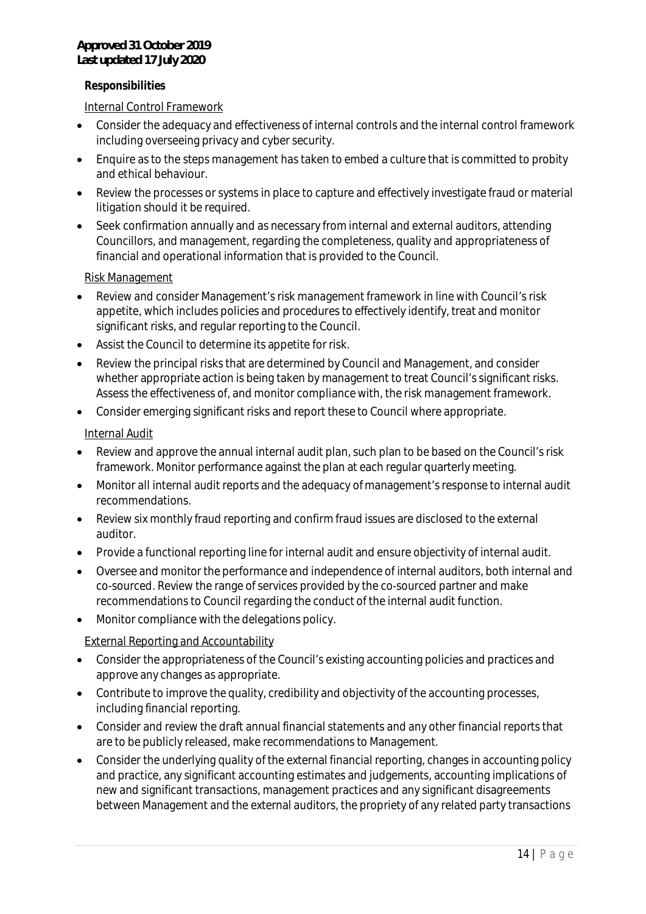**Approved 31 October 2019**
**Last updated 17 July 2020**

**Responsibilities**

Internal Control Framework

- Consider the adequacy and effectiveness of internal controls and the internal control framework including overseeing privacy and cyber security.
- Enquire as to the steps management has taken to embed a culture that is committed to probity and ethical behaviour.
- Review the processes or systems in place to capture and effectively investigate fraud or material litigation should it be required.
- Seek confirmation annually and as necessary from internal and external auditors, attending Councillors, and management, regarding the completeness, quality and appropriateness of financial and operational information that is provided to the Council.

Risk Management

- Review and consider Management's risk management framework in line with Council's risk appetite, which includes policies and procedures to effectively identify, treat and monitor significant risks, and regular reporting to the Council.
- Assist the Council to determine its appetite for risk.
- Review the principal risks that are determined by Council and Management, and consider whether appropriate action is being taken by management to treat Council's significant risks. Assess the effectiveness of, and monitor compliance with, the risk management framework.
- Consider emerging significant risks and report these to Council where appropriate.

Internal Audit

- Review and approve the annual internal audit plan, such plan to be based on the Council's risk framework. Monitor performance against the plan at each regular quarterly meeting.
- Monitor all internal audit reports and the adequacy of management's response to internal audit recommendations.
- Review six monthly fraud reporting and confirm fraud issues are disclosed to the external auditor.
- Provide a functional reporting line for internal audit and ensure objectivity of internal audit.
- Oversee and monitor the performance and independence of internal auditors, both internal and co-sourced. Review the range of services provided by the co-sourced partner and make recommendations to Council regarding the conduct of the internal audit function.
- Monitor compliance with the delegations policy.

External Reporting and Accountability

- Consider the appropriateness of the Council's existing accounting policies and practices and approve any changes as appropriate.
- Contribute to improve the quality, credibility and objectivity of the accounting processes, including financial reporting.
- Consider and review the draft annual financial statements and any other financial reports that are to be publicly released, make recommendations to Management.
- Consider the underlying quality of the external financial reporting, changes in accounting policy and practice, any significant accounting estimates and judgements, accounting implications of new and significant transactions, management practices and any significant disagreements between Management and the external auditors, the propriety of any related party transactions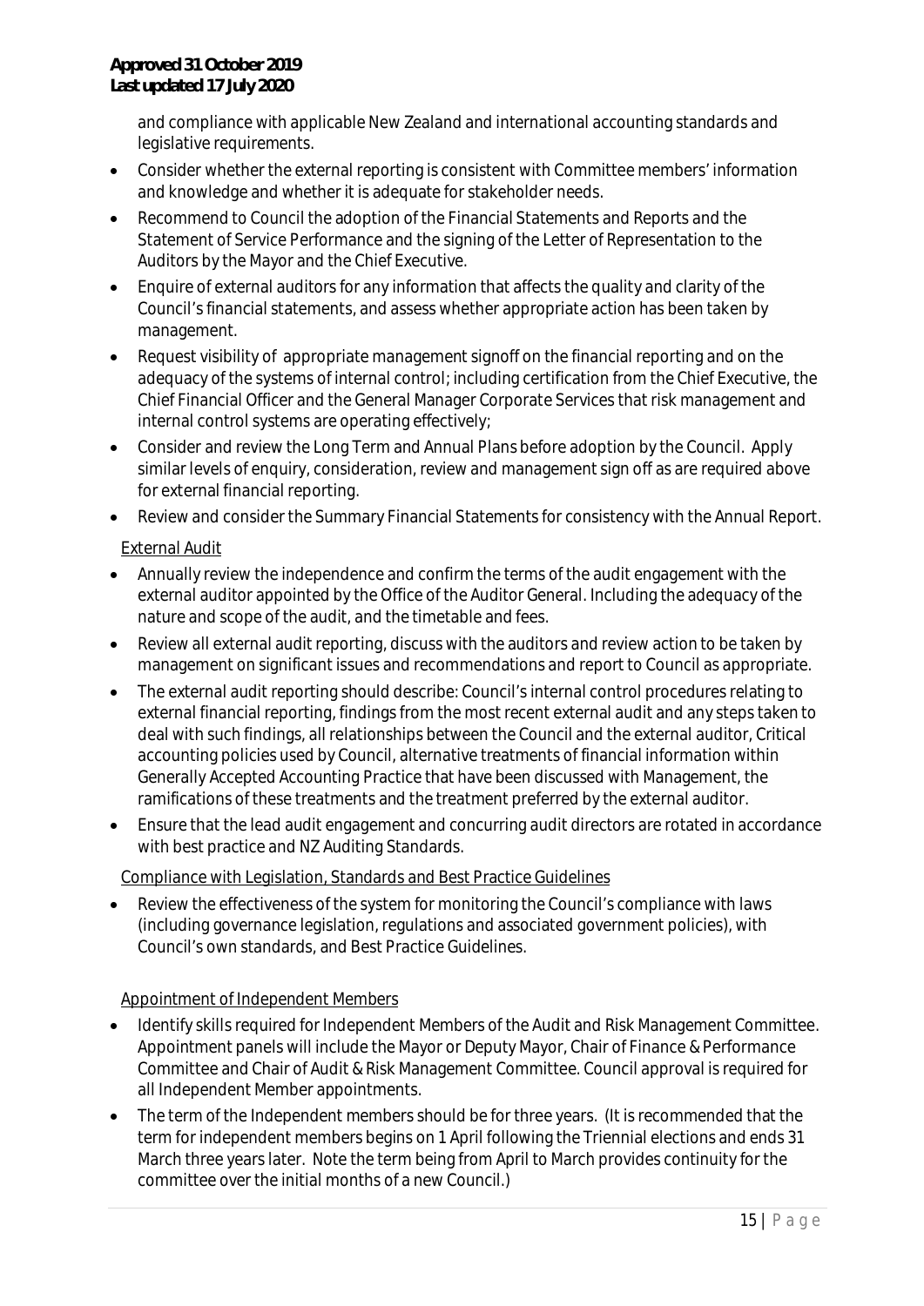and compliance with applicable New Zealand and international accounting standards and legislative requirements.

- Consider whether the external reporting is consistent with Committee members' information and knowledge and whether it is adequate for stakeholder needs.
- Recommend to Council the adoption of the Financial Statements and Reports and the Statement of Service Performance and the signing of the Letter of Representation to the Auditors by the Mayor and the Chief Executive.
- Enquire of external auditors for any information that affects the quality and clarity of the Council's financial statements, and assess whether appropriate action has been taken by management.
- Request visibility of appropriate management signoff on the financial reporting and on the adequacy of the systems of internal control; including certification from the Chief Executive, the Chief Financial Officer and the General Manager Corporate Services that risk management and internal control systems are operating effectively;
- Consider and review the Long Term and Annual Plans before adoption by the Council. Apply similar levels of enquiry, consideration, review and management sign off as are required above for external financial reporting.
- Review and consider the Summary Financial Statements for consistency with the Annual Report.

External Audit

- Annually review the independence and confirm the terms of the audit engagement with the external auditor appointed by the Office of the Auditor General. Including the adequacy of the nature and scope of the audit, and the timetable and fees.
- Review all external audit reporting, discuss with the auditors and review action to be taken by management on significant issues and recommendations and report to Council as appropriate.
- The external audit reporting should describe: Council's internal control procedures relating to external financial reporting, findings from the most recent external audit and any steps taken to deal with such findings, all relationships between the Council and the external auditor, Critical accounting policies used by Council, alternative treatments of financial information within Generally Accepted Accounting Practice that have been discussed with Management, the ramifications of these treatments and the treatment preferred by the external auditor.
- Ensure that the lead audit engagement and concurring audit directors are rotated in accordance with best practice and NZ Auditing Standards.

Compliance with Legislation, Standards and Best Practice Guidelines

- Review the effectiveness of the system for monitoring the Council's compliance with laws (including governance legislation, regulations and associated government policies), with Council's own standards, and Best Practice Guidelines.

Appointment of Independent Members

- Identify skills required for Independent Members of the Audit and Risk Management Committee. Appointment panels will include the Mayor or Deputy Mayor, Chair of Finance & Performance Committee and Chair of Audit & Risk Management Committee. Council approval is required for all Independent Member appointments.
- The term of the Independent members should be for three years. (It is recommended that the term for independent members begins on 1 April following the Triennial elections and ends 31 March three years later. Note the term being from April to March provides continuity for the committee over the initial months of a new Council.)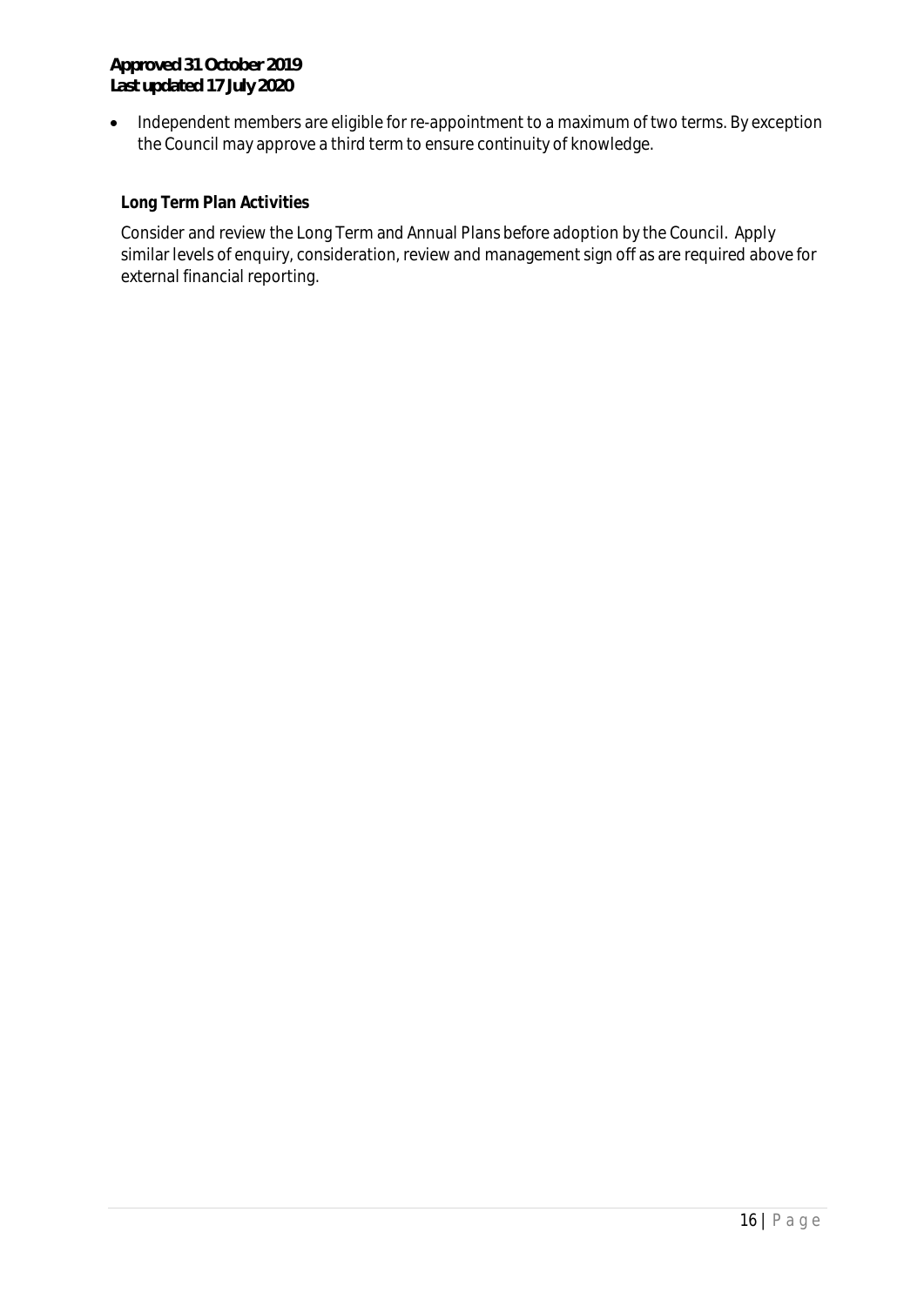- Independent members are eligible for re-appointment to a maximum of two terms. By exception the Council may approve a third term to ensure continuity of knowledge.

**Long Term Plan Activities**

Consider and review the Long Term and Annual Plans before adoption by the Council. Apply similar levels of enquiry, consideration, review and management sign off as are required above for external financial reporting.